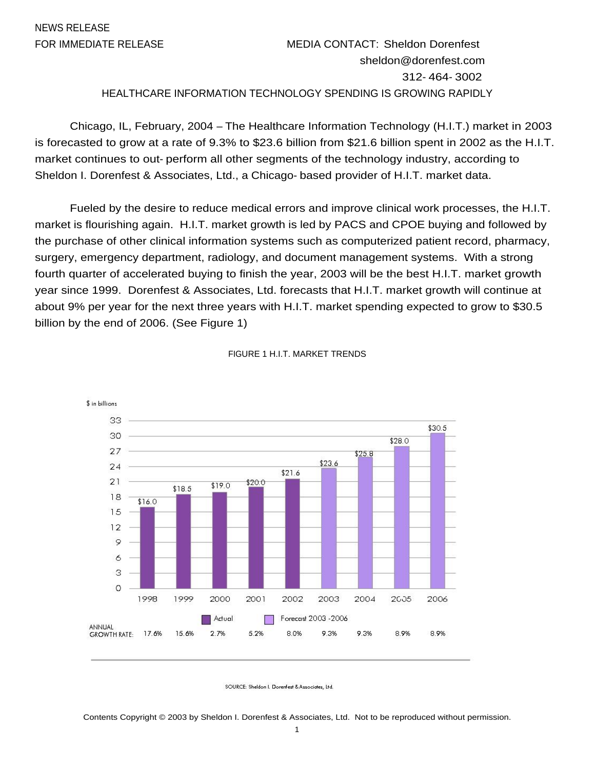NEWS RELEASE

FOR IMMEDIATE RELEASE

MEDIA CONTACT: Sheldon Dorenfest
sheldon@dorenfest.com
312-464-3002

# HEALTHCARE INFORMATION TECHNOLOGY SPENDING IS GROWING RAPIDLY

Chicago, IL, February, 2004 – The Healthcare Information Technology (H.I.T.) market in 2003 is forecasted to grow at a rate of 9.3% to $23.6 billion from $21.6 billion spent in 2002 as the H.I.T. market continues to out-perform all other segments of the technology industry, according to Sheldon I. Dorenfest & Associates, Ltd., a Chicago-based provider of H.I.T. market data.

Fueled by the desire to reduce medical errors and improve clinical work processes, the H.I.T. market is flourishing again. H.I.T. market growth is led by PACS and CPOE buying and followed by the purchase of other clinical information systems such as computerized patient record, pharmacy, surgery, emergency department, radiology, and document management systems. With a strong fourth quarter of accelerated buying to finish the year, 2003 will be the best H.I.T. market growth year since 1999. Dorenfest & Associates, Ltd. forecasts that H.I.T. market growth will continue at about 9% per year for the next three years with H.I.T. market spending expected to grow to $30.5 billion by the end of 2006. (See Figure 1)

FIGURE 1 H.I.T. MARKET TRENDS

$ in billions

33
30
27
24
21
18
15
12
9
6
3
0

$16.0 $18.5 $19.0 $20.0 $21.6 $23.6 $25.8 $28.0 $30.5

1998 1999 2000 2001 2002 2003 2004 2005 2006

Actual
Forecast 2003 -2006

ANNUAL GROWTH RATE: 17.6% 15.6% 2.7% 5.2% 8.0% 9.3% 9.3% 8.9% 8.9%

SOURCE: Sheldon I. Dorenfest & Associates, Ltd.

Contents Copyright © 2003 by Sheldon I. Dorenfest & Associates, Ltd. Not to be reproduced without permission.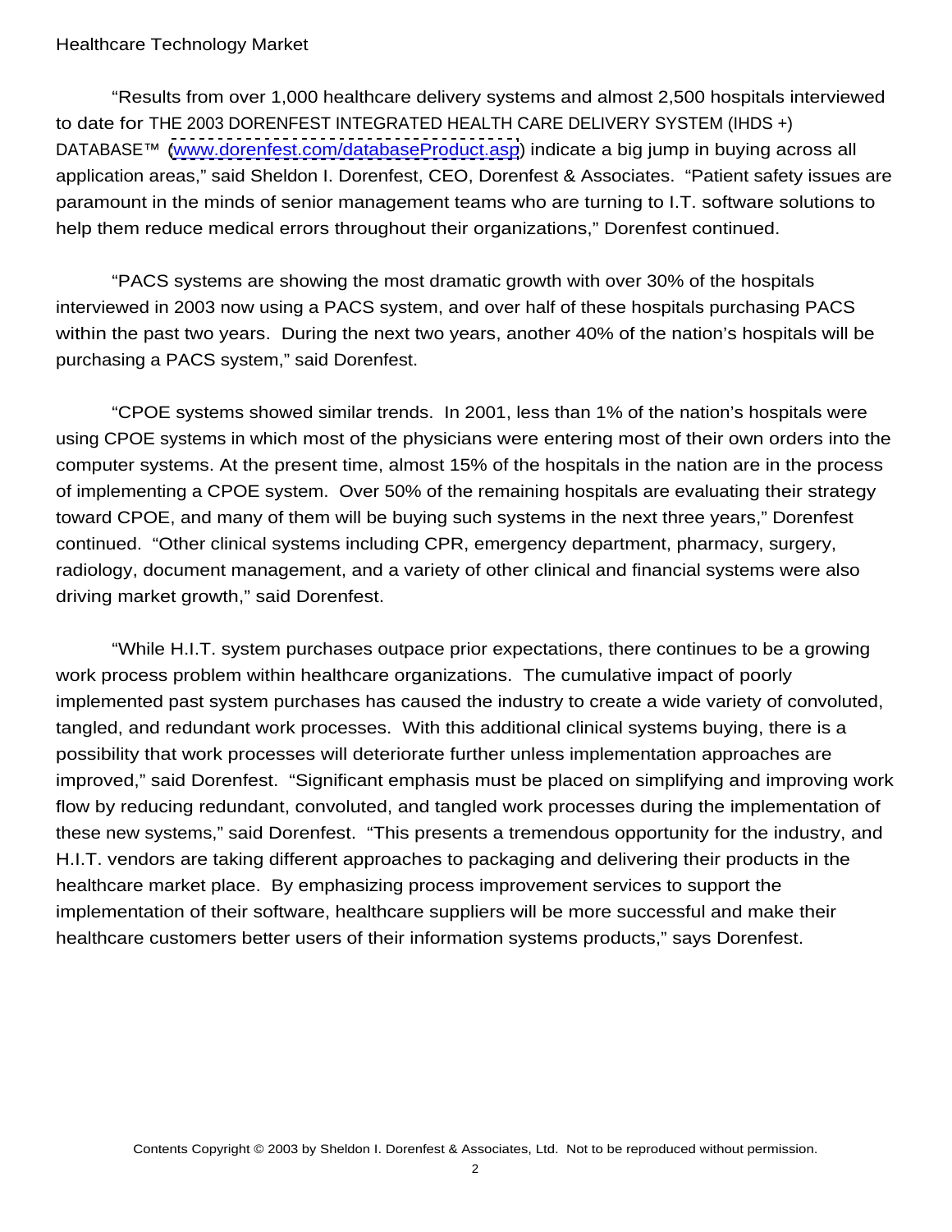"Results from over 1,000 healthcare delivery systems and almost 2,500 hospitals interviewed to date for THE 2003 DORENFEST INTEGRATED HEALTH CARE DELIVERY SYSTEM (IHDS +) DATABASE™ (www.dorenfest.com/databaseProduct.asp) indicate a big jump in buying across all application areas," said Sheldon I. Dorenfest, CEO, Dorenfest & Associates. "Patient safety issues are paramount in the minds of senior management teams who are turning to I.T. software solutions to help them reduce medical errors throughout their organizations," Dorenfest continued.

"PACS systems are showing the most dramatic growth with over 30% of the hospitals interviewed in 2003 now using a PACS system, and over half of these hospitals purchasing PACS within the past two years. During the next two years, another 40% of the nation's hospitals will be purchasing a PACS system," said Dorenfest.

"CPOE systems showed similar trends. In 2001, less than 1% of the nation's hospitals were using CPOE systems in which most of the physicians were entering most of their own orders into the computer systems. At the present time, almost 15% of the hospitals in the nation are in the process of implementing a CPOE system. Over 50% of the remaining hospitals are evaluating their strategy toward CPOE, and many of them will be buying such systems in the next three years," Dorenfest continued. "Other clinical systems including CPR, emergency department, pharmacy, surgery, radiology, document management, and a variety of other clinical and financial systems were also driving market growth," said Dorenfest.

"While H.I.T. system purchases outpace prior expectations, there continues to be a growing work process problem within healthcare organizations. The cumulative impact of poorly implemented past system purchases has caused the industry to create a wide variety of convoluted, tangled, and redundant work processes. With this additional clinical systems buying, there is a possibility that work processes will deteriorate further unless implementation approaches are improved," said Dorenfest. "Significant emphasis must be placed on simplifying and improving work flow by reducing redundant, convoluted, and tangled work processes during the implementation of these new systems," said Dorenfest. "This presents a tremendous opportunity for the industry, and H.I.T. vendors are taking different approaches to packaging and delivering their products in the healthcare market place. By emphasizing process improvement services to support the implementation of their software, healthcare suppliers will be more successful and make their healthcare customers better users of their information systems products," says Dorenfest.